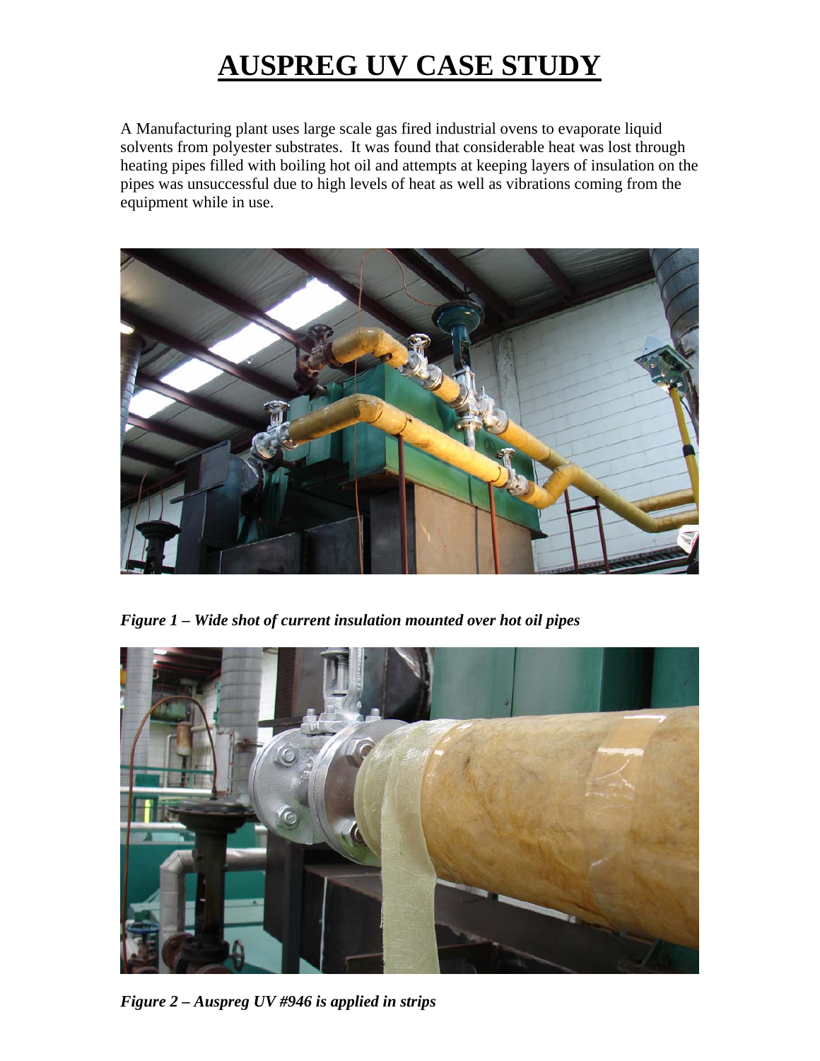# AUSPREG UV CASE STUDY

A Manufacturing plant uses large scale gas fired industrial ovens to evaporate liquid solvents from polyester substrates. It was found that considerable heat was lost through heating pipes filled with boiling hot oil and attempts at keeping layers of insulation on the pipes was unsuccessful due to high levels of heat as well as vibrations coming from the equipment while in use.

***Figure 1 – Wide shot of current insulation mounted over hot oil pipes***

***Figure 2 – Auspreg UV #946 is applied in strips***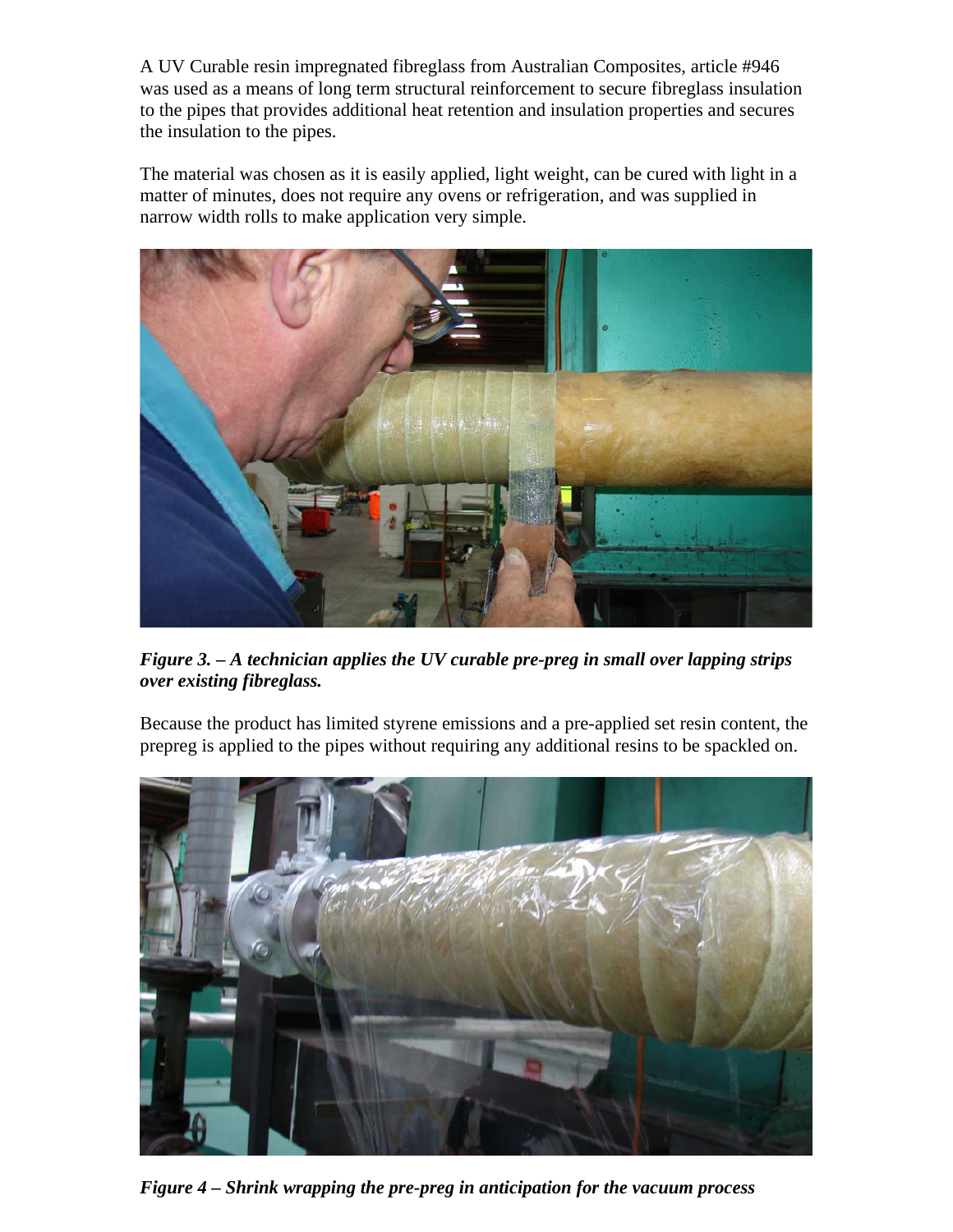A UV Curable resin impregnated fibreglass from Australian Composites, article #946 was used as a means of long term structural reinforcement to secure fibreglass insulation to the pipes that provides additional heat retention and insulation properties and secures the insulation to the pipes.

The material was chosen as it is easily applied, light weight, can be cured with light in a matter of minutes, does not require any ovens or refrigeration, and was supplied in narrow width rolls to make application very simple.

***Figure 3. – A technician applies the UV curable pre-preg in small over lapping strips over existing fibreglass.***

Because the product has limited styrene emissions and a pre-applied set resin content, the prepreg is applied to the pipes without requiring any additional resins to be spackled on.

***Figure 4 – Shrink wrapping the pre-preg in anticipation for the vacuum process***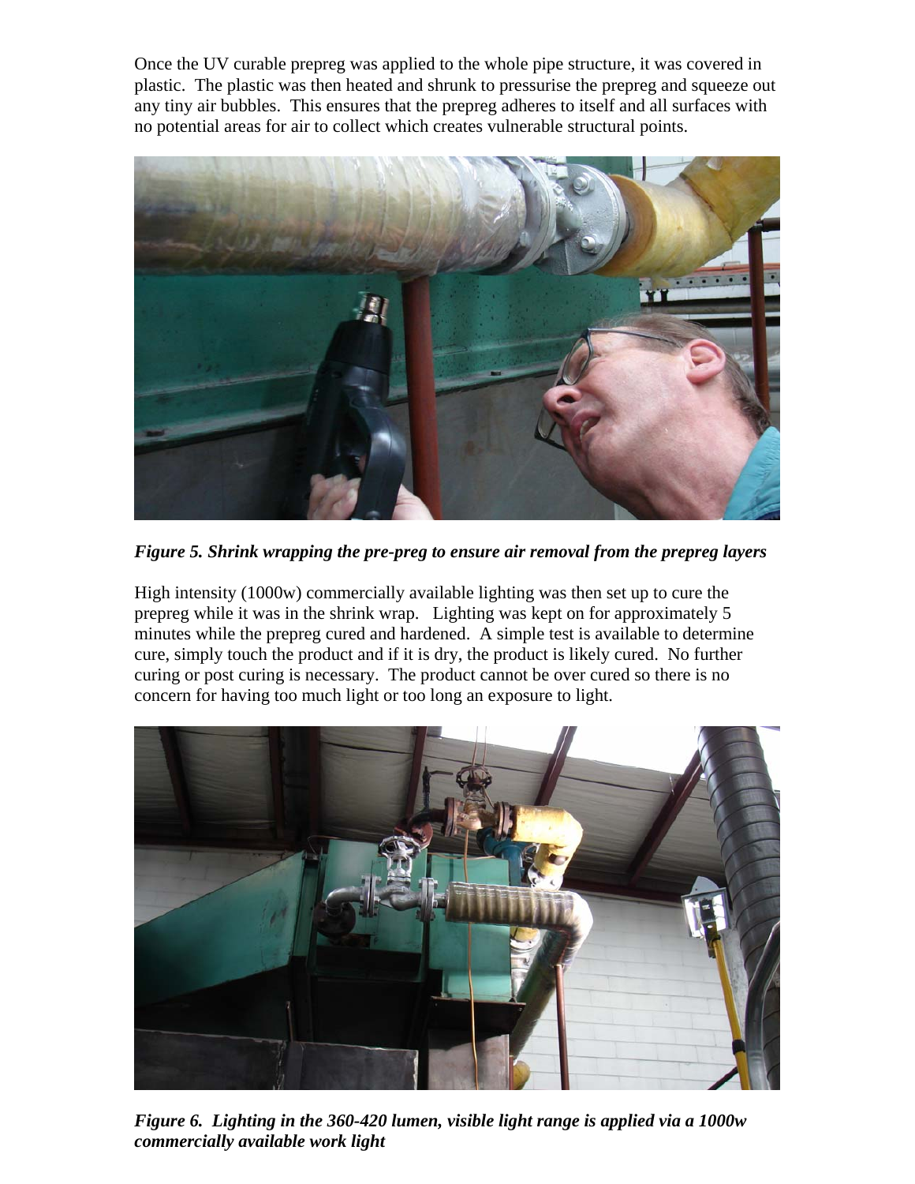Once the UV curable prepreg was applied to the whole pipe structure, it was covered in plastic. The plastic was then heated and shrunk to pressurise the prepreg and squeeze out any tiny air bubbles. This ensures that the prepreg adheres to itself and all surfaces with no potential areas for air to collect which creates vulnerable structural points.

***Figure 5. Shrink wrapping the pre-preg to ensure air removal from the prepreg layers***

High intensity (1000w) commercially available lighting was then set up to cure the prepreg while it was in the shrink wrap. Lighting was kept on for approximately 5 minutes while the prepreg cured and hardened. A simple test is available to determine cure, simply touch the product and if it is dry, the product is likely cured. No further curing or post curing is necessary. The product cannot be over cured so there is no concern for having too much light or too long an exposure to light.

***Figure 6. Lighting in the 360-420 lumen, visible light range is applied via a 1000w commercially available work light***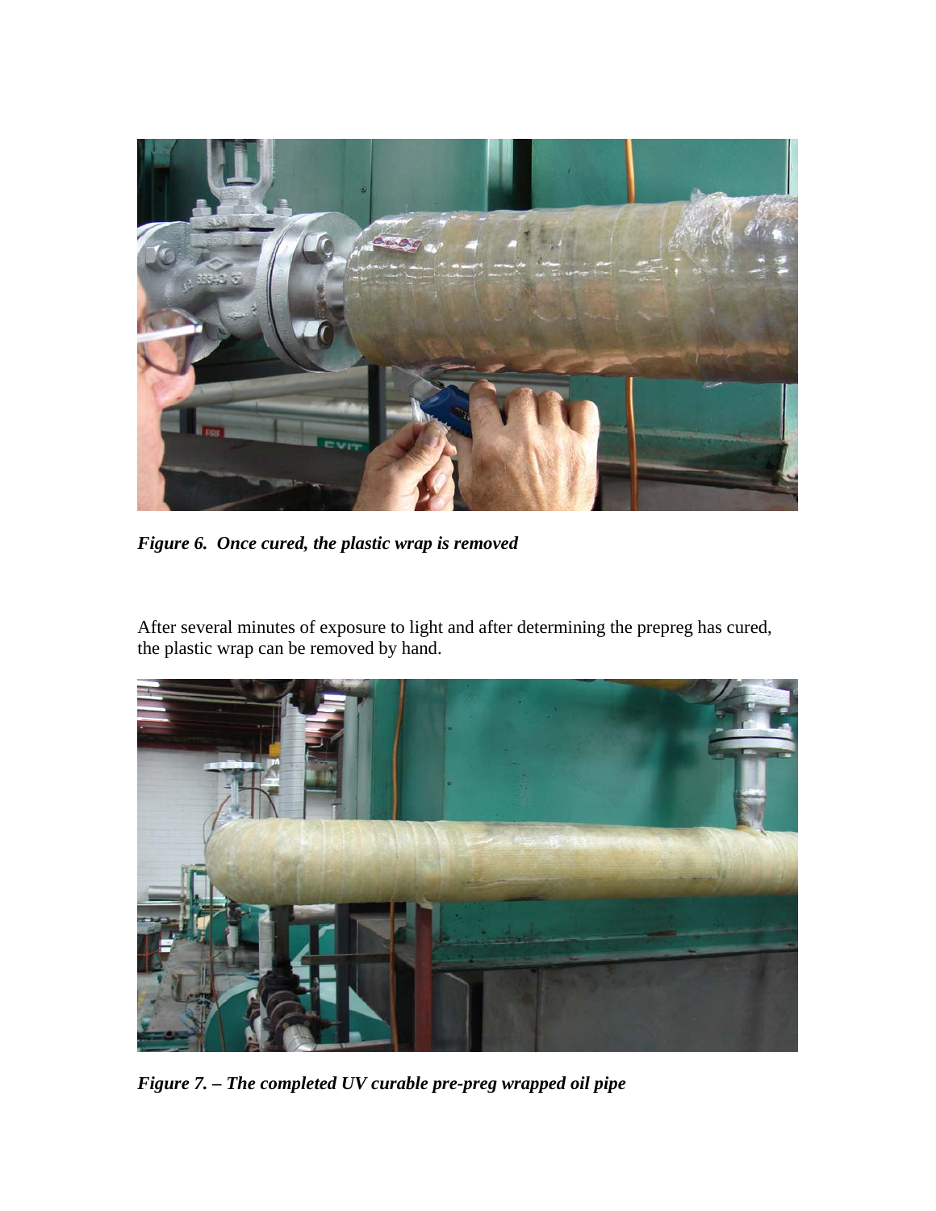*Figure 6. Once cured, the plastic wrap is removed*

After several minutes of exposure to light and after determining the prepreg has cured, the plastic wrap can be removed by hand.

*Figure 7. – The completed UV curable pre-preg wrapped oil pipe*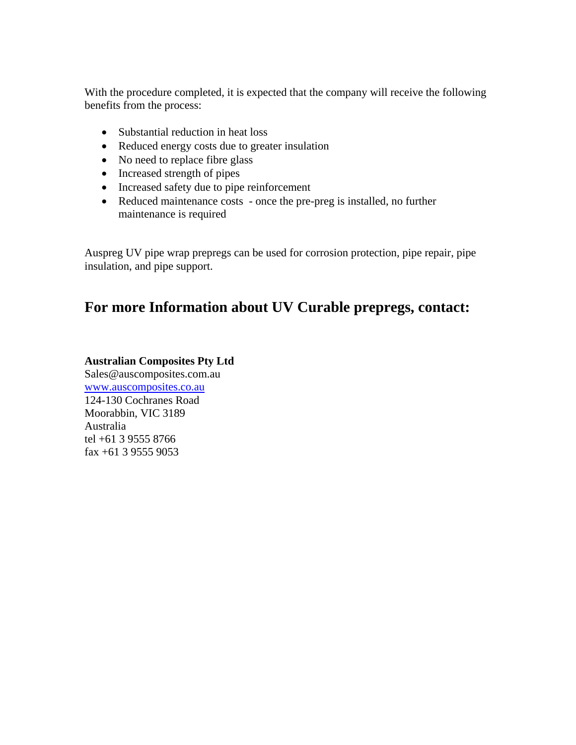With the procedure completed, it is expected that the company will receive the following benefits from the process:

- Substantial reduction in heat loss
- Reduced energy costs due to greater insulation
- No need to replace fibre glass
- Increased strength of pipes
- Increased safety due to pipe reinforcement
- Reduced maintenance costs - once the pre-preg is installed, no further maintenance is required

Auspreg UV pipe wrap prepregs can be used for corrosion protection, pipe repair, pipe insulation, and pipe support.

## For more Information about UV Curable prepregs, contact:

**Australian Composites Pty Ltd**
Sales@auscomposites.com.au
www.auscomposites.co.au
124-130 Cochranes Road
Moorabbin, VIC 3189
Australia
tel +61 3 9555 8766
fax +61 3 9555 9053